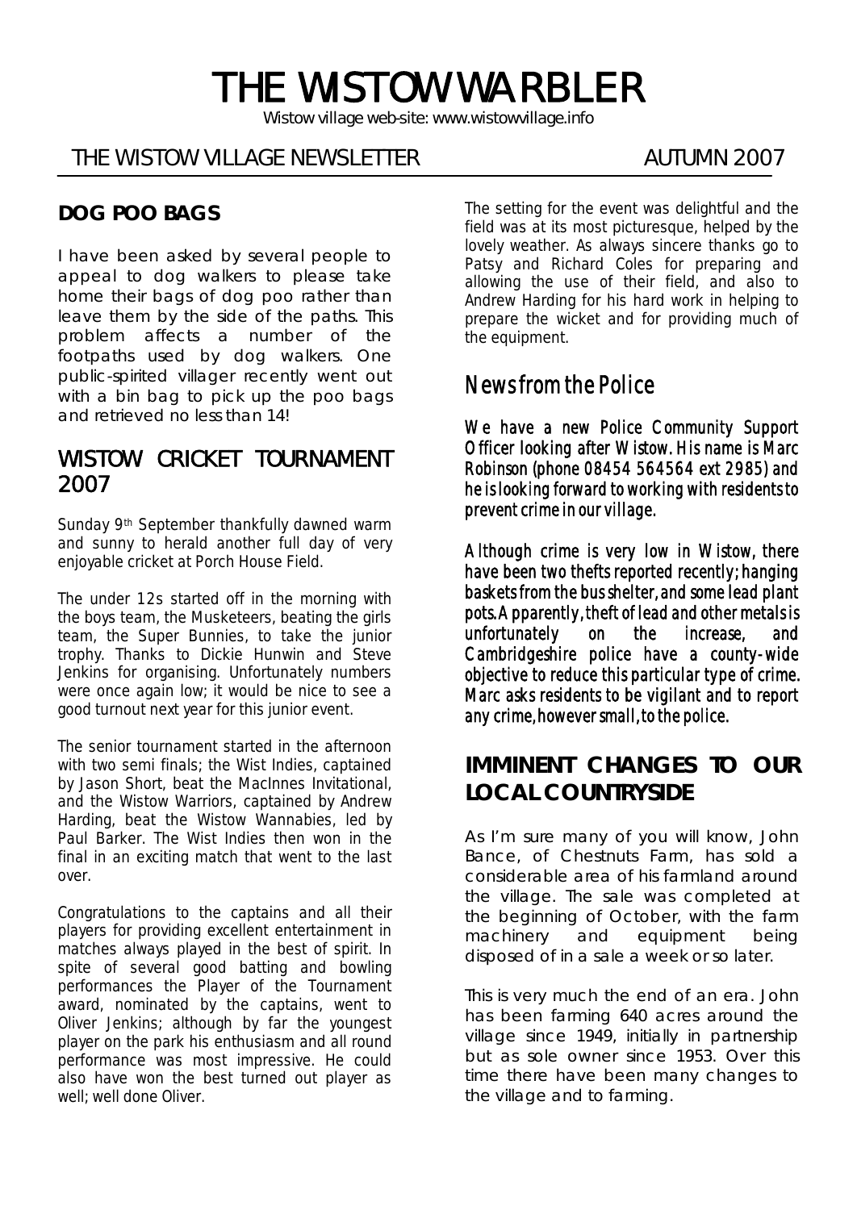# THE WISTOW WARBLER

Wistow village web-site: www.wistowvillage.info

THE WISTOW VILLAGE NEWSLETTER AUTUMN 2007

## DOG POO BAGS

I have been asked by several people to appeal to dog walkers to please take home their bags of dog poo rather than leave them by the side of the paths. This problem affects a number of the footpaths used by dog walkers. One public-spirited villager recently went out with a bin bag to pick up the poo bags and retrieved no less than 14!

## WISTOW CRICKET TOURNAMENT 2007

Sunday 9th September thankfully dawned warm and sunny to herald another full day of very enjoyable cricket at Porch House Field.

The under 12s started off in the morning with the boys team, the Musketeers, beating the girls team, the Super Bunnies, to take the junior trophy. Thanks to Dickie Hunwin and Steve Jenkins for organising. Unfortunately numbers were once again low; it would be nice to see a good turnout next year for this junior event.

The senior tournament started in the afternoon with two semi finals; the Wist Indies, captained by Jason Short, beat the MacInnes Invitational, and the Wistow Warriors, captained by Andrew Harding, beat the Wistow Wannabies, led by Paul Barker. The Wist Indies then won in the final in an exciting match that went to the last over.

Congratulations to the captains and all their players for providing excellent entertainment in matches always played in the best of spirit. In spite of several good batting and bowling performances the Player of the Tournament award, nominated by the captains, went to Oliver Jenkins; although by far the youngest player on the park his enthusiasm and all round performance was most impressive. He could also have won the best turned out player as well; well done Oliver.

The setting for the event was delightful and the field was at its most picturesque, helped by the lovely weather. As always sincere thanks go to Patsy and Richard Coles for preparing and allowing the use of their field, and also to Andrew Harding for his hard work in helping to prepare the wicket and for providing much of the equipment.

## News from the Police

We have a new Police Community Support Officer looking after Wistow. His name is Marc Robinson (phone 08454 564564 ext 2985) and he is looking forward to working with residents to prevent crime in our village.

Although crime is very low in Wistow, there have been two thefts reported recently; hanging baskets from the bus shelter, and some lead plant pots. Apparently, theft of lead and other metals is unfortunately on the increase, and Cambridgeshire police have a county-wide objective to reduce this particular type of crime. Marc asks residents to be vigilant and to report any crime, however small, to the police.

## IMMINENT CHANGES TO OUR LOCAL COUNTRYSIDE

As I'm sure many of you will know, John Bance, of Chestnuts Farm, has sold a considerable area of his farmland around the village. The sale was completed at the beginning of October, with the farm machinery and equipment being disposed of in a sale a week or so later.

This is very much the end of an era. John has been farming 640 acres around the village since 1949, initially in partnership but as sole owner since 1953. Over this time there have been many changes to the village and to farming.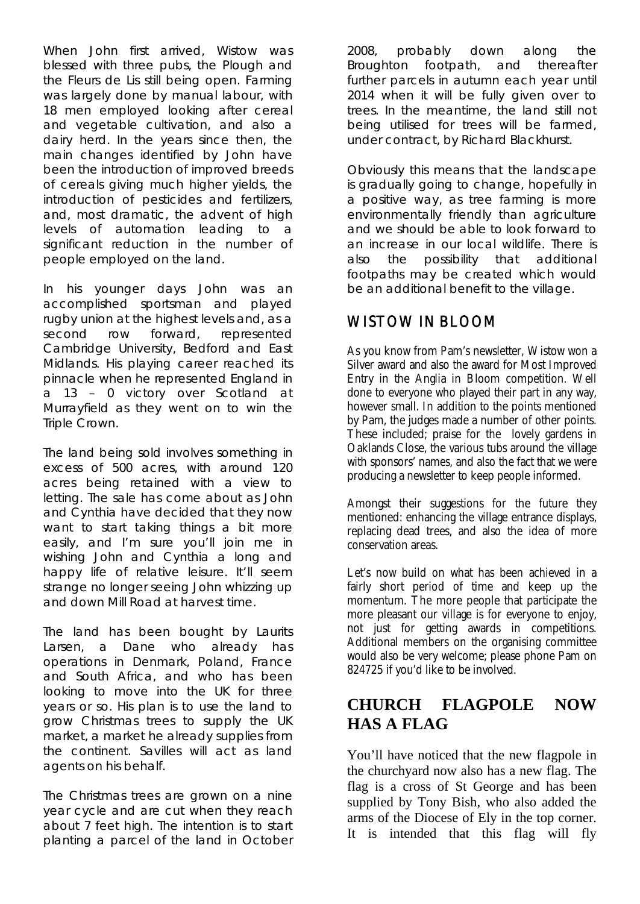When John first arrived, Wistow was blessed with three pubs, the Plough and the Fleurs de Lis still being open. Farming was largely done by manual labour, with 18 men employed looking after cereal and vegetable cultivation, and also a dairy herd. In the years since then, the main changes identified by John have been the introduction of improved breeds of cereals giving much higher yields, the introduction of pesticides and fertilizers, and, most dramatic, the advent of high levels of automation leading to a significant reduction in the number of people employed on the land.

In his younger days John was an accomplished sportsman and played rugby union at the highest levels and, as a second row forward, represented Cambridge University, Bedford and East Midlands. His playing career reached its pinnacle when he represented England in a 13 – 0 victory over Scotland at Murrayfield as they went on to win the Triple Crown.

The land being sold involves something in excess of 500 acres, with around 120 acres being retained with a view to letting. The sale has come about as John and Cynthia have decided that they now want to start taking things a bit more easily, and I'm sure you'll join me in wishing John and Cynthia a long and happy life of relative leisure. It'll seem strange no longer seeing John whizzing up and down Mill Road at harvest time.

The land has been bought by Laurits Larsen, a Dane who already has operations in Denmark, Poland, France and South Africa, and who has been looking to move into the UK for three years or so. His plan is to use the land to grow Christmas trees to supply the UK market, a market he already supplies from the continent. Savilles will act as land agents on his behalf.

The Christmas trees are grown on a nine year cycle and are cut when they reach about 7 feet high. The intention is to start planting a parcel of the land in October 2008, probably down along the Broughton footpath, and thereafter further parcels in autumn each year until 2014 when it will be fully given over to trees. In the meantime, the land still not being utilised for trees will be farmed, under contract, by Richard Blackhurst.

Obviously this means that the landscape is gradually going to change, hopefully in a positive way, as tree farming is more environmentally friendly than agriculture and we should be able to look forward to an increase in our local wildlife. There is also the possibility that additional footpaths may be created which would be an additional benefit to the village.

## WISTOW IN BLOOM

As you know from Pam's newsletter, Wistow won a Silver award and also the award for Most Improved Entry in the Anglia in Bloom competition. Well done to everyone who played their part in any way, however small. In addition to the points mentioned by Pam, the judges made a number of other points. These included; praise for the lovely gardens in Oaklands Close, the various tubs around the village with sponsors' names, and also the fact that we were producing a newsletter to keep people informed.

Amongst their suggestions for the future they mentioned: enhancing the village entrance displays, replacing dead trees, and also the idea of more conservation areas.

Let's now build on what has been achieved in a fairly short period of time and keep up the momentum. The more people that participate the more pleasant our village is for everyone to enjoy, not just for getting awards in competitions. Additional members on the organising committee would also be very welcome; please phone Pam on 824725 if you'd like to be involved.

## CHURCH FLAGPOLE NOW HAS A FLAG

You'll have noticed that the new flagpole in the churchyard now also has a new flag. The flag is a cross of St George and has been supplied by Tony Bish, who also added the arms of the Diocese of Ely in the top corner. It is intended that this flag will fly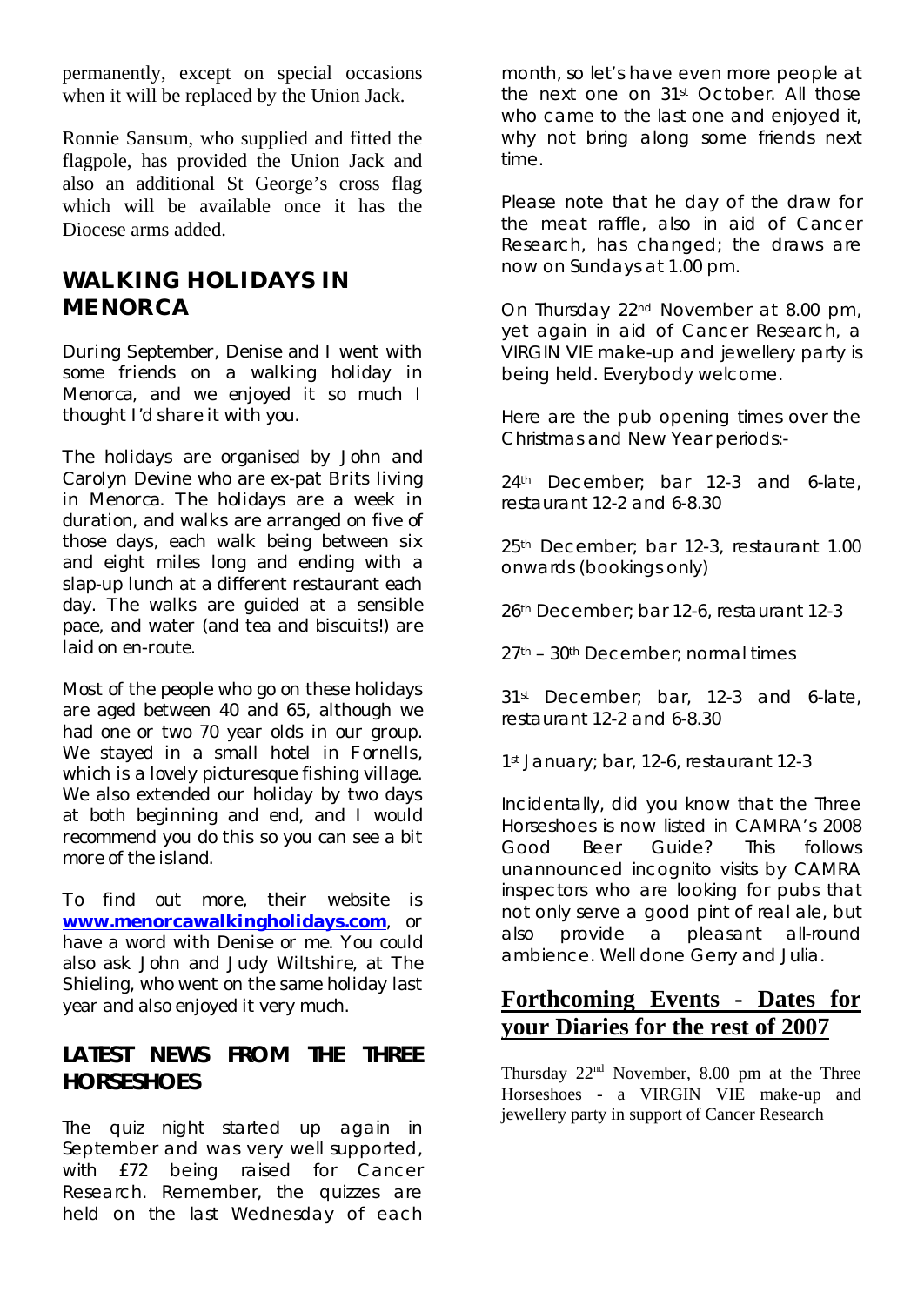permanently, except on special occasions when it will be replaced by the Union Jack.

Ronnie Sansum, who supplied and fitted the flagpole, has provided the Union Jack and also an additional St George's cross flag which will be available once it has the Diocese arms added.

## WALKING HOLIDAYS IN MENORCA

During September, Denise and I went with some friends on a walking holiday in Menorca, and we enjoyed it so much I thought I'd share it with you.

The holidays are organised by John and Carolyn Devine who are ex-pat Brits living in Menorca. The holidays are a week in duration, and walks are arranged on five of those days, each walk being between six and eight miles long and ending with a slap-up lunch at a different restaurant each day. The walks are guided at a sensible pace, and water (and tea and biscuits!) are laid on en-route.

Most of the people who go on these holidays are aged between 40 and 65, although we had one or two 70 year olds in our group. We stayed in a small hotel in Fornells, which is a lovely picturesque fishing village. We also extended our holiday by two days at both beginning and end, and I would recommend you do this so you can see a bit more of the island.

To find out more, their website is **www.menorcawalkingholidays.com**, or have a word with Denise or me. You could also ask John and Judy Wiltshire, at The Shieling, who went on the same holiday last year and also enjoyed it very much.

## LATEST NEWS FROM THE THREE HORSESHOES

The quiz night started up again in September and was very well supported, with £72 being raised for Cancer Research. Remember, the quizzes are held on the last Wednesday of each month, so let's have even more people at the next one on 31st October. All those who came to the last one and enjoyed it, why not bring along some friends next time.

Please note that he day of the draw for the meat raffle, also in aid of Cancer Research, has changed; the draws are now on Sundays at 1.00 pm.

On Thursday 22nd November at 8.00 pm, yet again in aid of Cancer Research, a VIRGIN VIE make-up and jewellery party is being held. Everybody welcome.

Here are the pub opening times over the Christmas and New Year periods:-

24th December; bar 12-3 and 6-late, restaurant 12-2 and 6-8.30

25th December; bar 12-3, restaurant 1.00 onwards (bookings only)

26th December; bar 12-6, restaurant 12-3

27th – 30th December; normal times

31st December; bar, 12-3 and 6-late, restaurant 12-2 and 6-8.30

1st January; bar, 12-6, restaurant 12-3

Incidentally, did you know that the Three Horseshoes is now listed in CAMRA's 2008 Good Beer Guide? This follows unannounced incognito visits by CAMRA inspectors who are looking for pubs that not only serve a good pint of real ale, but also provide a pleasant all-round ambience. Well done Gerry and Julia.

## Forthcoming Events - Dates for your Diaries for the rest of 2007

Thursday 22nd November, 8.00 pm at the Three Horseshoes - a VIRGIN VIE make-up and jewellery party in support of Cancer Research